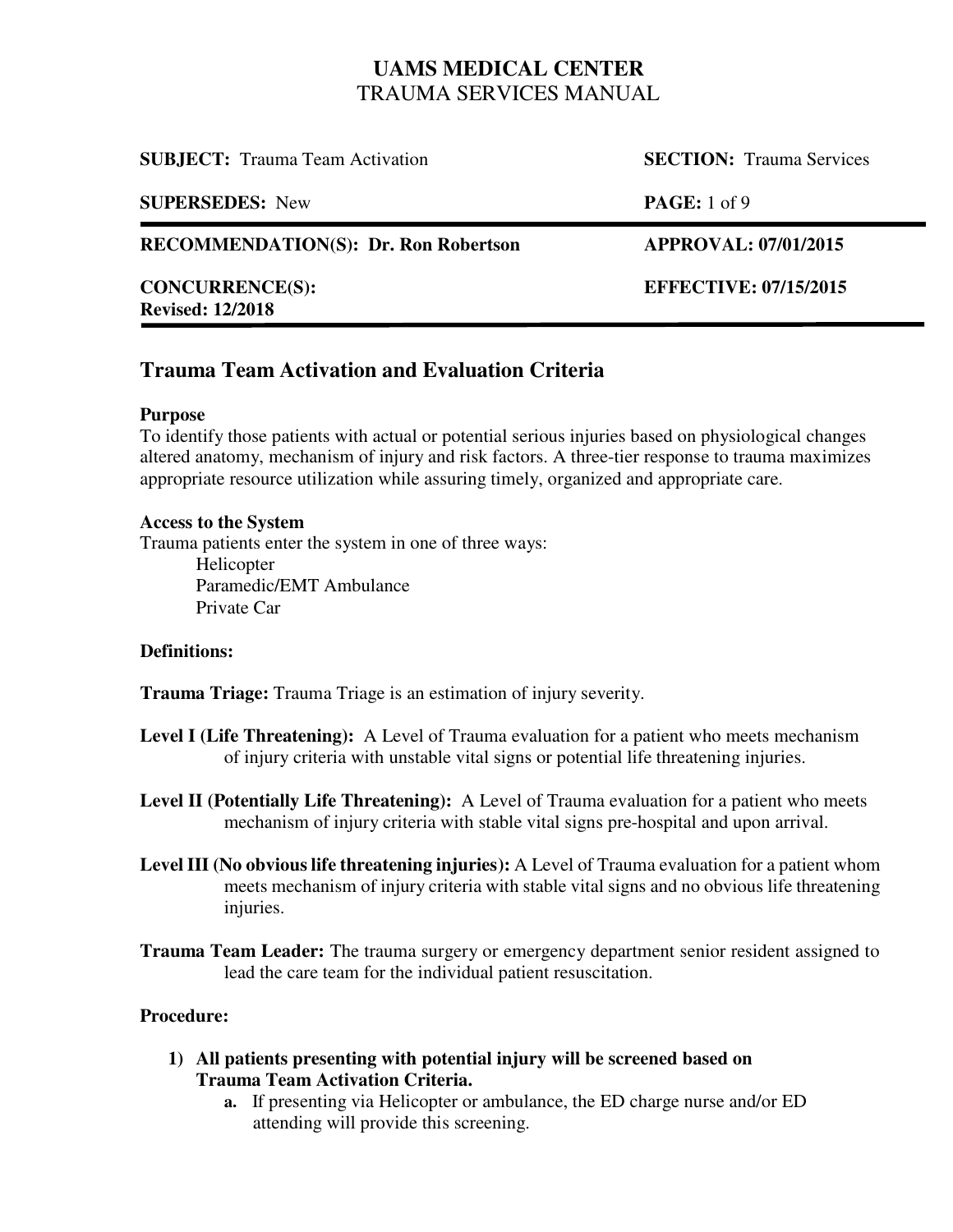# UAMS MEDICAL CENTER
TRAUMA SERVICES MANUAL

| | |
|---|---|
| **SUBJECT:** Trauma Team Activation | **SECTION:** Trauma Services |
| **SUPERSEDES:** New | **PAGE:** 1 of 9 |
| **RECOMMENDATION(S): Dr. Ron Robertson** | **APPROVAL: 07/01/2015** |
| **CONCURRENCE(S):** **Revised: 12/2018** | **EFFECTIVE: 07/15/2015** |

## Trauma Team Activation and Evaluation Criteria

**Purpose**
To identify those patients with actual or potential serious injuries based on physiological changes altered anatomy, mechanism of injury and risk factors. A three-tier response to trauma maximizes appropriate resource utilization while assuring timely, organized and appropriate care.

**Access to the System**
Trauma patients enter the system in one of three ways:
Helicopter
Paramedic/EMT Ambulance
Private Car

**Definitions:**

**Trauma Triage:** Trauma Triage is an estimation of injury severity.

**Level I (Life Threatening):** A Level of Trauma evaluation for a patient who meets mechanism of injury criteria with unstable vital signs or potential life threatening injuries.

**Level II (Potentially Life Threatening):** A Level of Trauma evaluation for a patient who meets mechanism of injury criteria with stable vital signs pre-hospital and upon arrival.

**Level III (No obvious life threatening injuries):** A Level of Trauma evaluation for a patient whom meets mechanism of injury criteria with stable vital signs and no obvious life threatening injuries.

**Trauma Team Leader:** The trauma surgery or emergency department senior resident assigned to lead the care team for the individual patient resuscitation.

**Procedure:**

1) **All patients presenting with potential injury will be screened based on Trauma Team Activation Criteria.**
   a. If presenting via Helicopter or ambulance, the ED charge nurse and/or ED attending will provide this screening.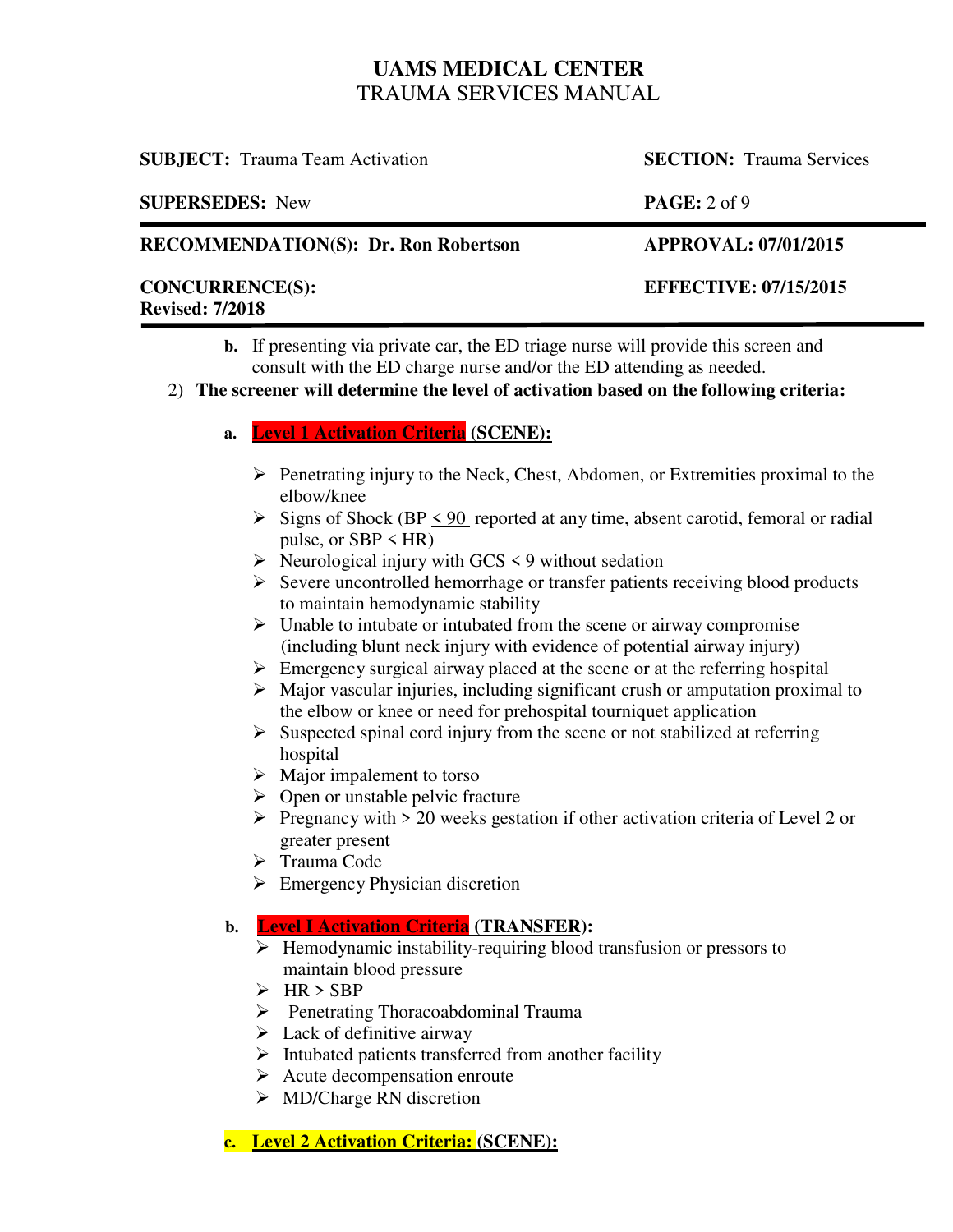b. If presenting via private car, the ED triage nurse will provide this screen and consult with the ED charge nurse and/or the ED attending as needed.

2) **The screener will determine the level of activation based on the following criteria:**

**a. Level 1 Activation Criteria (SCENE):**

- Penetrating injury to the Neck, Chest, Abdomen, or Extremities proximal to the elbow/knee
- Signs of Shock (BP ≤ 90 reported at any time, absent carotid, femoral or radial pulse, or SBP < HR)
- Neurological injury with GCS < 9 without sedation
- Severe uncontrolled hemorrhage or transfer patients receiving blood products to maintain hemodynamic stability
- Unable to intubate or intubated from the scene or airway compromise (including blunt neck injury with evidence of potential airway injury)
- Emergency surgical airway placed at the scene or at the referring hospital
- Major vascular injuries, including significant crush or amputation proximal to the elbow or knee or need for prehospital tourniquet application
- Suspected spinal cord injury from the scene or not stabilized at referring hospital
- Major impalement to torso
- Open or unstable pelvic fracture
- Pregnancy with > 20 weeks gestation if other activation criteria of Level 2 or greater present
- Trauma Code
- Emergency Physician discretion

**b. Level I Activation Criteria (TRANSFER):**

- Hemodynamic instability-requiring blood transfusion or pressors to maintain blood pressure
- HR > SBP
- Penetrating Thoracoabdominal Trauma
- Lack of definitive airway
- Intubated patients transferred from another facility
- Acute decompensation enroute
- MD/Charge RN discretion

**c. Level 2 Activation Criteria: (SCENE):**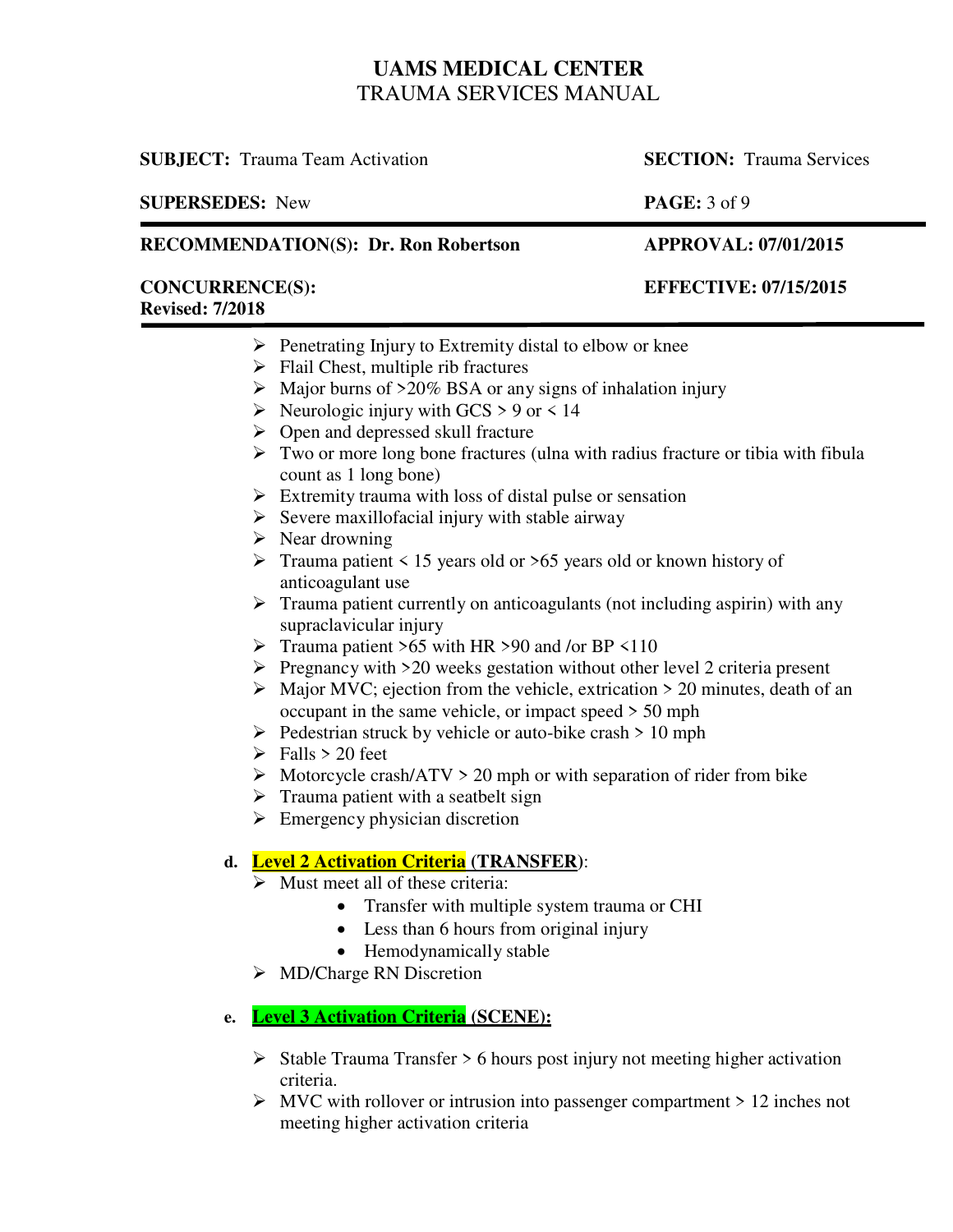- Penetrating Injury to Extremity distal to elbow or knee
- Flail Chest, multiple rib fractures
- Major burns of >20% BSA or any signs of inhalation injury
- Neurologic injury with GCS > 9 or < 14
- Open and depressed skull fracture
- Two or more long bone fractures (ulna with radius fracture or tibia with fibula count as 1 long bone)
- Extremity trauma with loss of distal pulse or sensation
- Severe maxillofacial injury with stable airway
- Near drowning
- Trauma patient < 15 years old or >65 years old or known history of anticoagulant use
- Trauma patient currently on anticoagulants (not including aspirin) with any supraclavicular injury
- Trauma patient >65 with HR >90 and /or BP <110
- Pregnancy with >20 weeks gestation without other level 2 criteria present
- Major MVC; ejection from the vehicle, extrication > 20 minutes, death of an occupant in the same vehicle, or impact speed > 50 mph
- Pedestrian struck by vehicle or auto-bike crash > 10 mph
- Falls > 20 feet
- Motorcycle crash/ATV > 20 mph or with separation of rider from bike
- Trauma patient with a seatbelt sign
- Emergency physician discretion

**d. Level 2 Activation Criteria (TRANSFER):**

- Must meet all of these criteria:
  - Transfer with multiple system trauma or CHI
  - Less than 6 hours from original injury
  - Hemodynamically stable
- MD/Charge RN Discretion

**e. Level 3 Activation Criteria (SCENE):**

- Stable Trauma Transfer > 6 hours post injury not meeting higher activation criteria.
- MVC with rollover or intrusion into passenger compartment > 12 inches not meeting higher activation criteria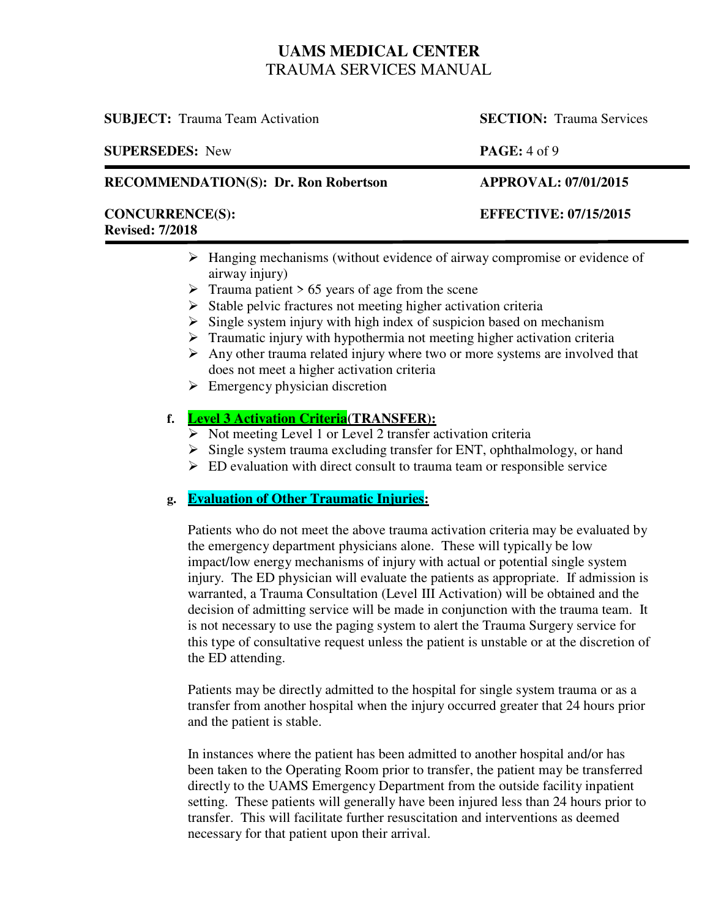- Hanging mechanisms (without evidence of airway compromise or evidence of airway injury)
- Trauma patient > 65 years of age from the scene
- Stable pelvic fractures not meeting higher activation criteria
- Single system injury with high index of suspicion based on mechanism
- Traumatic injury with hypothermia not meeting higher activation criteria
- Any other trauma related injury where two or more systems are involved that does not meet a higher activation criteria
- Emergency physician discretion

**f. Level 3 Activation Criteria(TRANSFER):**

- Not meeting Level 1 or Level 2 transfer activation criteria
- Single system trauma excluding transfer for ENT, ophthalmology, or hand
- ED evaluation with direct consult to trauma team or responsible service

**g. Evaluation of Other Traumatic Injuries:**

Patients who do not meet the above trauma activation criteria may be evaluated by the emergency department physicians alone. These will typically be low impact/low energy mechanisms of injury with actual or potential single system injury. The ED physician will evaluate the patients as appropriate. If admission is warranted, a Trauma Consultation (Level III Activation) will be obtained and the decision of admitting service will be made in conjunction with the trauma team. It is not necessary to use the paging system to alert the Trauma Surgery service for this type of consultative request unless the patient is unstable or at the discretion of the ED attending.

Patients may be directly admitted to the hospital for single system trauma or as a transfer from another hospital when the injury occurred greater that 24 hours prior and the patient is stable.

In instances where the patient has been admitted to another hospital and/or has been taken to the Operating Room prior to transfer, the patient may be transferred directly to the UAMS Emergency Department from the outside facility inpatient setting. These patients will generally have been injured less than 24 hours prior to transfer. This will facilitate further resuscitation and interventions as deemed necessary for that patient upon their arrival.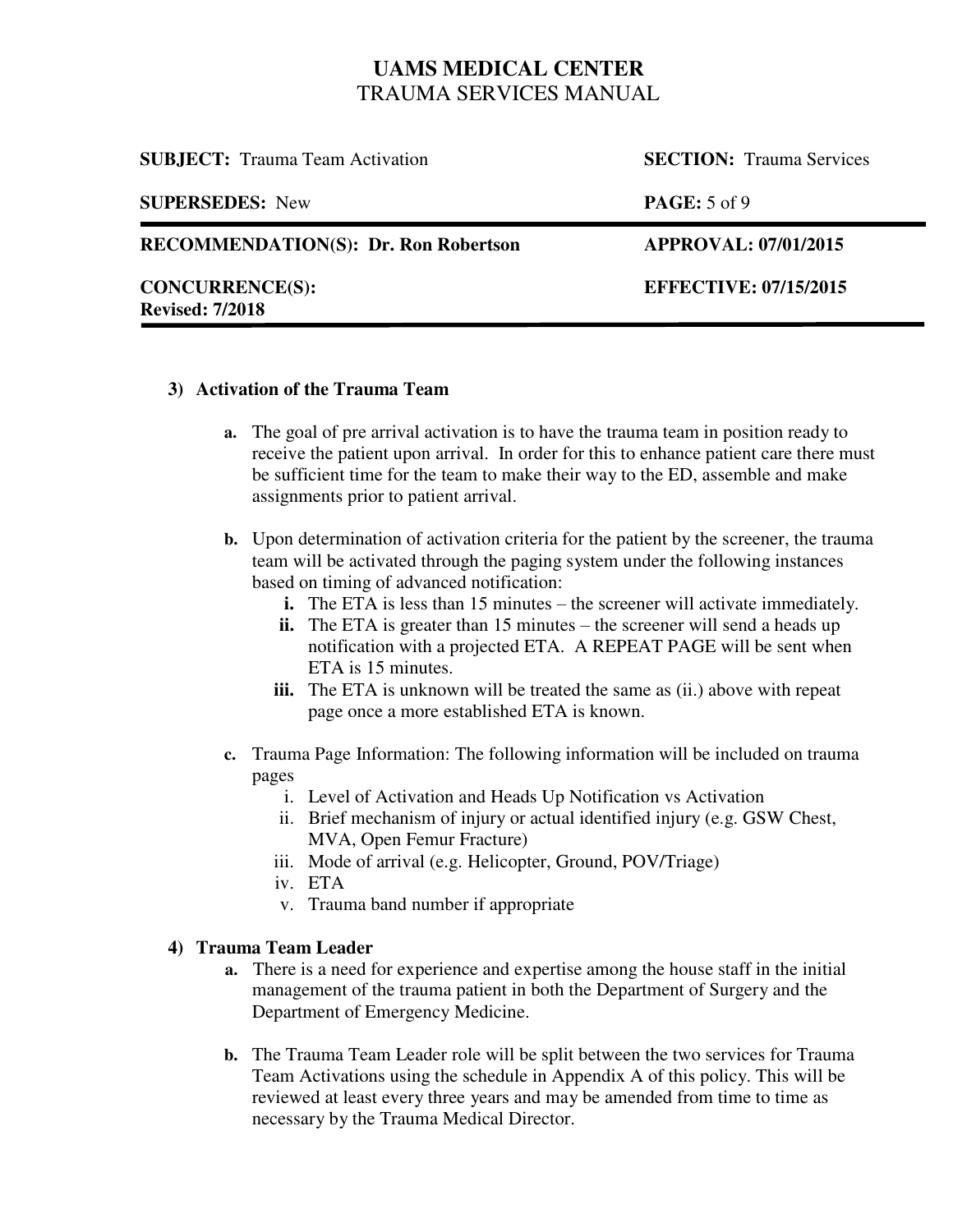### 3) Activation of the Trauma Team

a. The goal of pre arrival activation is to have the trauma team in position ready to receive the patient upon arrival. In order for this to enhance patient care there must be sufficient time for the team to make their way to the ED, assemble and make assignments prior to patient arrival.

b. Upon determination of activation criteria for the patient by the screener, the trauma team will be activated through the paging system under the following instances based on timing of advanced notification:
   - i. The ETA is less than 15 minutes – the screener will activate immediately.
   - ii. The ETA is greater than 15 minutes – the screener will send a heads up notification with a projected ETA. A REPEAT PAGE will be sent when ETA is 15 minutes.
   - iii. The ETA is unknown will be treated the same as (ii.) above with repeat page once a more established ETA is known.

c. Trauma Page Information: The following information will be included on trauma pages
   - i. Level of Activation and Heads Up Notification vs Activation
   - ii. Brief mechanism of injury or actual identified injury (e.g. GSW Chest, MVA, Open Femur Fracture)
   - iii. Mode of arrival (e.g. Helicopter, Ground, POV/Triage)
   - iv. ETA
   - v. Trauma band number if appropriate

### 4) Trauma Team Leader

a. There is a need for experience and expertise among the house staff in the initial management of the trauma patient in both the Department of Surgery and the Department of Emergency Medicine.

b. The Trauma Team Leader role will be split between the two services for Trauma Team Activations using the schedule in Appendix A of this policy. This will be reviewed at least every three years and may be amended from time to time as necessary by the Trauma Medical Director.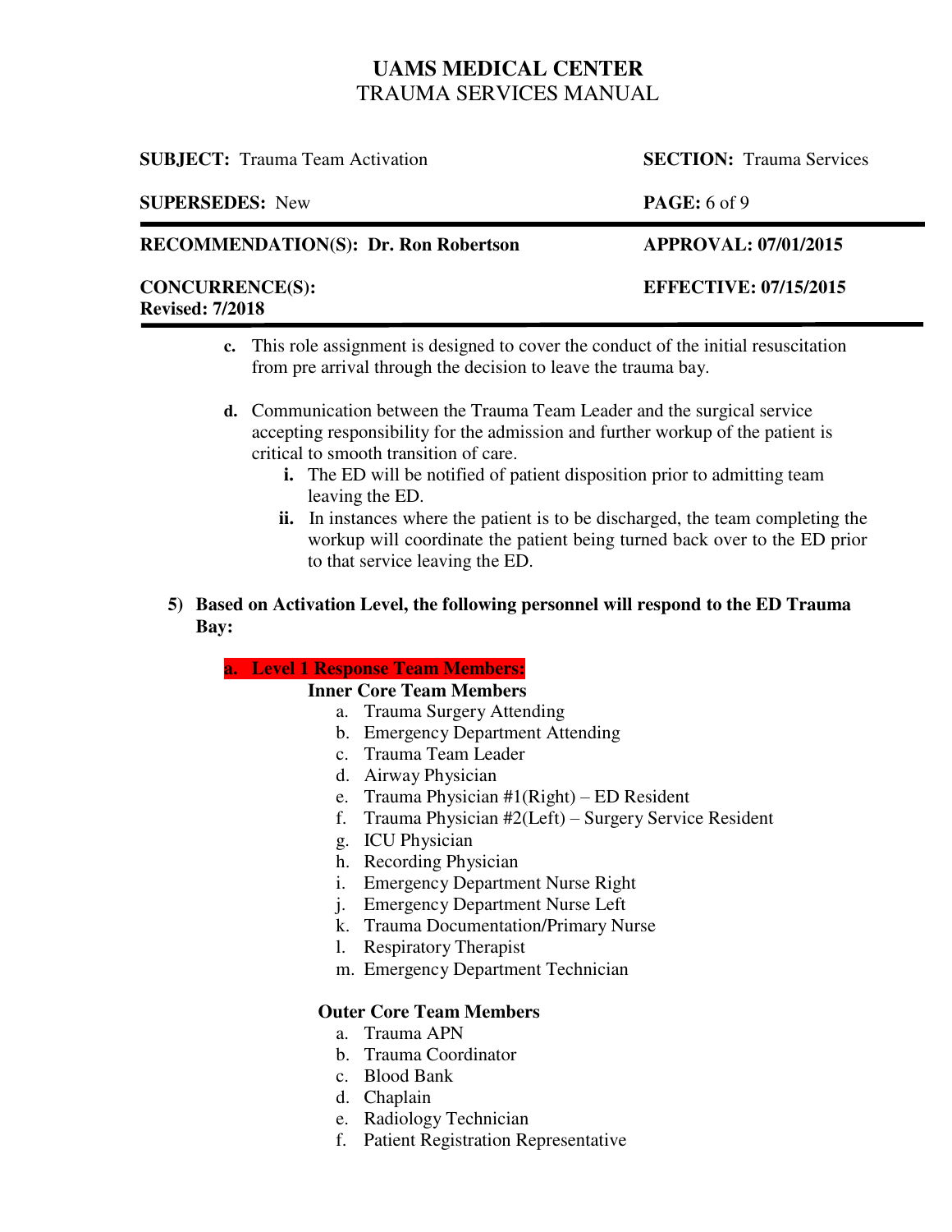c. This role assignment is designed to cover the conduct of the initial resuscitation from pre arrival through the decision to leave the trauma bay.

d. Communication between the Trauma Team Leader and the surgical service accepting responsibility for the admission and further workup of the patient is critical to smooth transition of care.
   - i. The ED will be notified of patient disposition prior to admitting team leaving the ED.
   - ii. In instances where the patient is to be discharged, the team completing the workup will coordinate the patient being turned back over to the ED prior to that service leaving the ED.

**5) Based on Activation Level, the following personnel will respond to the ED Trauma Bay:**

**a. Level 1 Response Team Members:**

**Inner Core Team Members**

a. Trauma Surgery Attending
b. Emergency Department Attending
c. Trauma Team Leader
d. Airway Physician
e. Trauma Physician #1(Right) – ED Resident
f. Trauma Physician #2(Left) – Surgery Service Resident
g. ICU Physician
h. Recording Physician
i. Emergency Department Nurse Right
j. Emergency Department Nurse Left
k. Trauma Documentation/Primary Nurse
l. Respiratory Therapist
m. Emergency Department Technician

**Outer Core Team Members**

a. Trauma APN
b. Trauma Coordinator
c. Blood Bank
d. Chaplain
e. Radiology Technician
f. Patient Registration Representative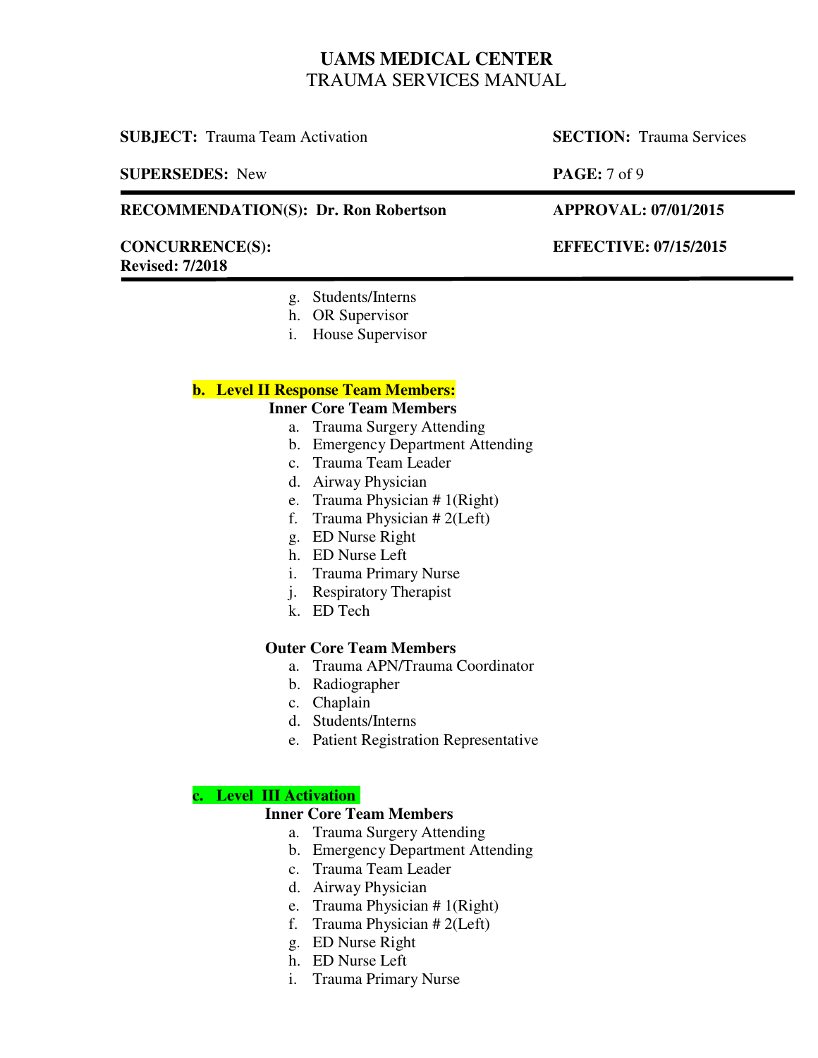g. Students/Interns
h. OR Supervisor
i. House Supervisor

**b. Level II Response Team Members:**

**Inner Core Team Members**

a. Trauma Surgery Attending
b. Emergency Department Attending
c. Trauma Team Leader
d. Airway Physician
e. Trauma Physician # 1(Right)
f. Trauma Physician # 2(Left)
g. ED Nurse Right
h. ED Nurse Left
i. Trauma Primary Nurse
j. Respiratory Therapist
k. ED Tech

**Outer Core Team Members**

a. Trauma APN/Trauma Coordinator
b. Radiographer
c. Chaplain
d. Students/Interns
e. Patient Registration Representative

**c. Level III Activation**

**Inner Core Team Members**

a. Trauma Surgery Attending
b. Emergency Department Attending
c. Trauma Team Leader
d. Airway Physician
e. Trauma Physician # 1(Right)
f. Trauma Physician # 2(Left)
g. ED Nurse Right
h. ED Nurse Left
i. Trauma Primary Nurse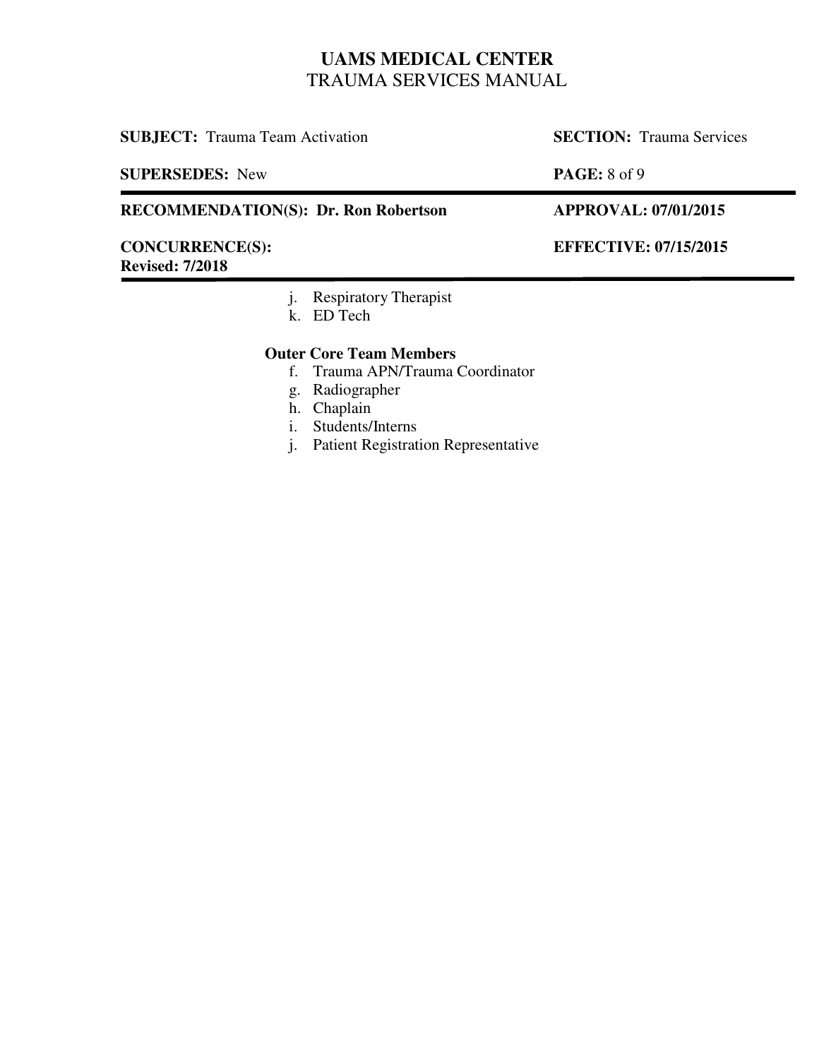j. Respiratory Therapist
k. ED Tech

**Outer Core Team Members**

f. Trauma APN/Trauma Coordinator
g. Radiographer
h. Chaplain
i. Students/Interns
j. Patient Registration Representative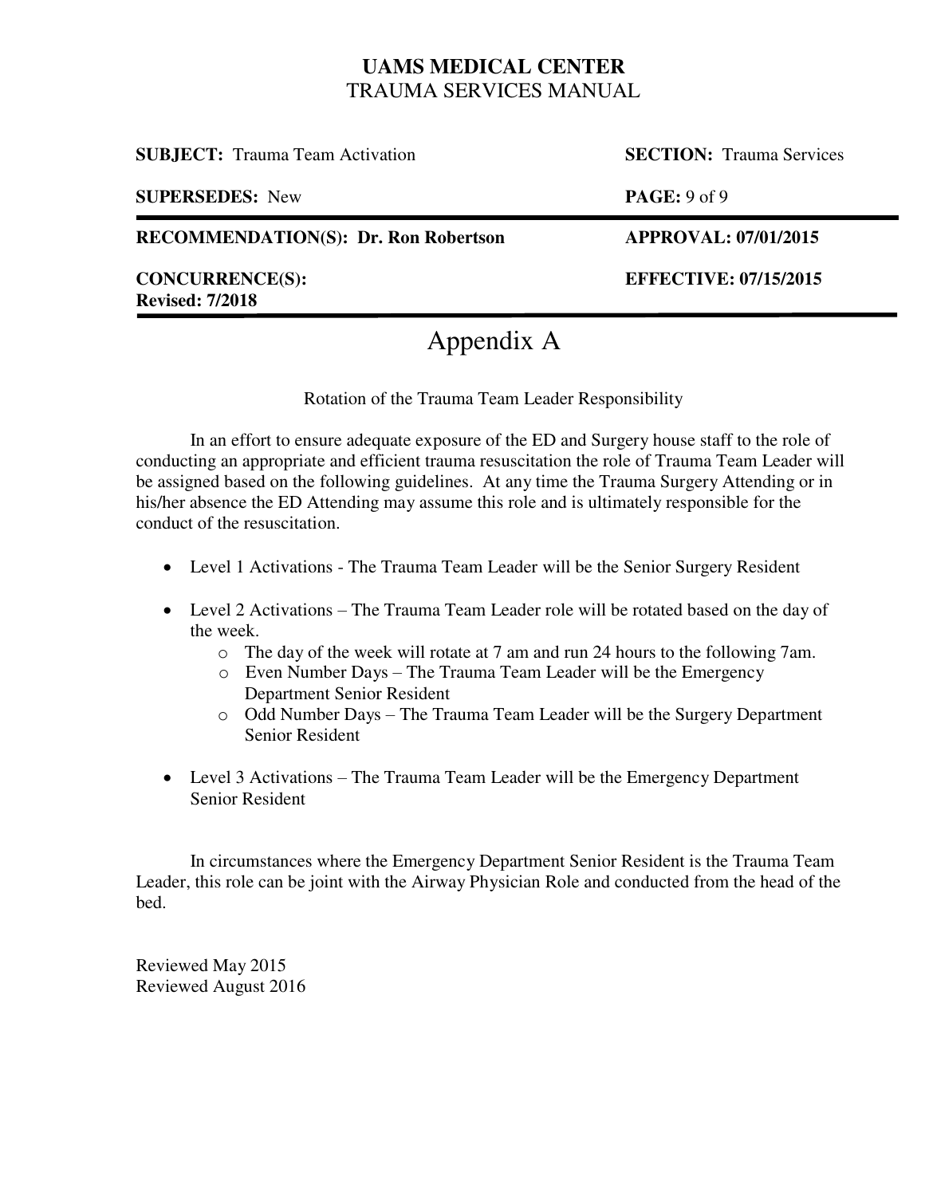# UAMS MEDICAL CENTER
TRAUMA SERVICES MANUAL

**SUBJECT:** Trauma Team Activation | **SECTION:** Trauma Services

**SUPERSEDES:** New | **PAGE:** 9 of 9

**RECOMMENDATION(S): Dr. Ron Robertson** | **APPROVAL: 07/01/2015**

**CONCURRENCE(S):** | **EFFECTIVE: 07/15/2015**
**Revised: 7/2018**

## Appendix A

Rotation of the Trauma Team Leader Responsibility

In an effort to ensure adequate exposure of the ED and Surgery house staff to the role of conducting an appropriate and efficient trauma resuscitation the role of Trauma Team Leader will be assigned based on the following guidelines. At any time the Trauma Surgery Attending or in his/her absence the ED Attending may assume this role and is ultimately responsible for the conduct of the resuscitation.

- Level 1 Activations - The Trauma Team Leader will be the Senior Surgery Resident
- Level 2 Activations – The Trauma Team Leader role will be rotated based on the day of the week.
  - The day of the week will rotate at 7 am and run 24 hours to the following 7am.
  - Even Number Days – The Trauma Team Leader will be the Emergency Department Senior Resident
  - Odd Number Days – The Trauma Team Leader will be the Surgery Department Senior Resident
- Level 3 Activations – The Trauma Team Leader will be the Emergency Department Senior Resident

In circumstances where the Emergency Department Senior Resident is the Trauma Team Leader, this role can be joint with the Airway Physician Role and conducted from the head of the bed.

Reviewed May 2015
Reviewed August 2016